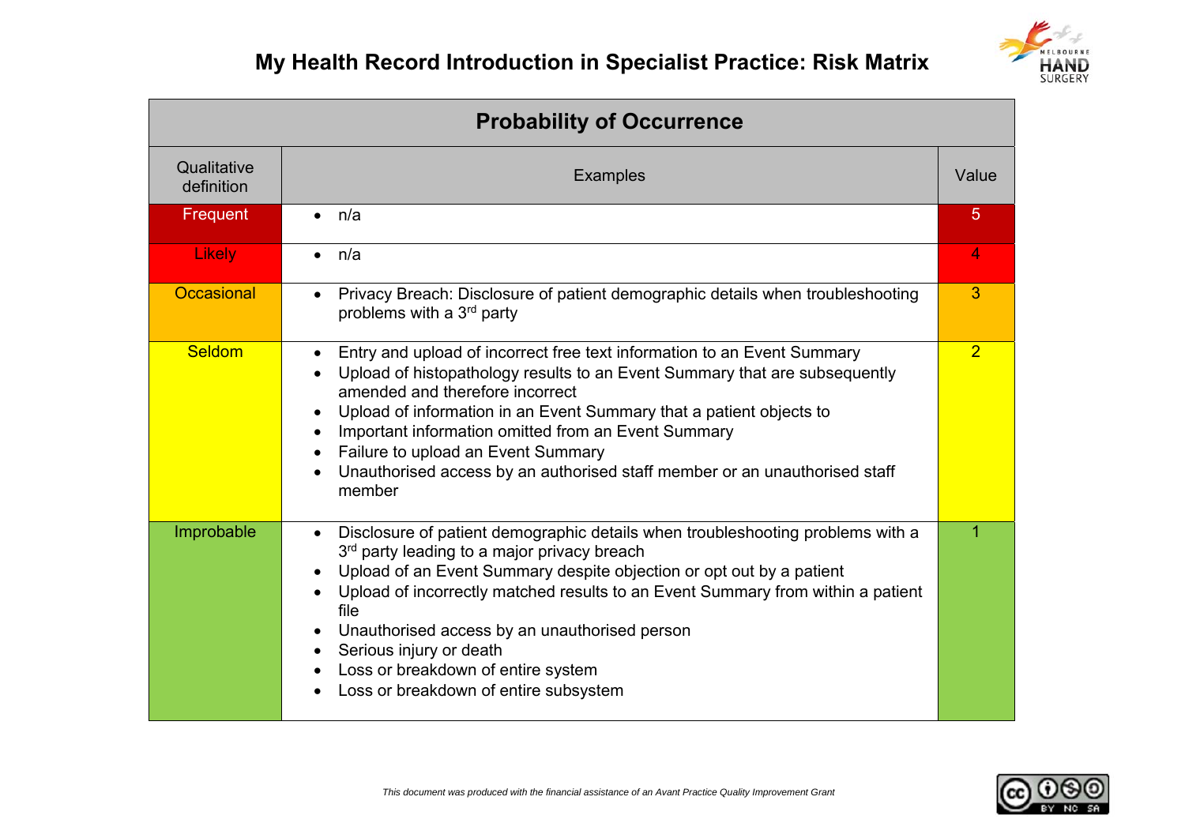# My Health Record Introduction in Specialist Practice: Risk Matrix

| Probability of Occurrence | | |
|---|---|---|
| Qualitative definition | Examples | Value |
| Frequent | • n/a | 5 |
| Likely | • n/a | 4 |
| Occasional | • Privacy Breach: Disclosure of patient demographic details when troubleshooting problems with a 3rd party | 3 |
| Seldom | • Entry and upload of incorrect free text information to an Event Summary<br>• Upload of histopathology results to an Event Summary that are subsequently amended and therefore incorrect<br>• Upload of information in an Event Summary that a patient objects to<br>• Important information omitted from an Event Summary<br>• Failure to upload an Event Summary<br>• Unauthorised access by an authorised staff member or an unauthorised staff member | 2 |
| Improbable | • Disclosure of patient demographic details when troubleshooting problems with a 3rd party leading to a major privacy breach<br>• Upload of an Event Summary despite objection or opt out by a patient<br>• Upload of incorrectly matched results to an Event Summary from within a patient file<br>• Unauthorised access by an unauthorised person<br>• Serious injury or death<br>• Loss or breakdown of entire system<br>• Loss or breakdown of entire subsystem | 1 |

*This document was produced with the financial assistance of an Avant Practice Quality Improvement Grant*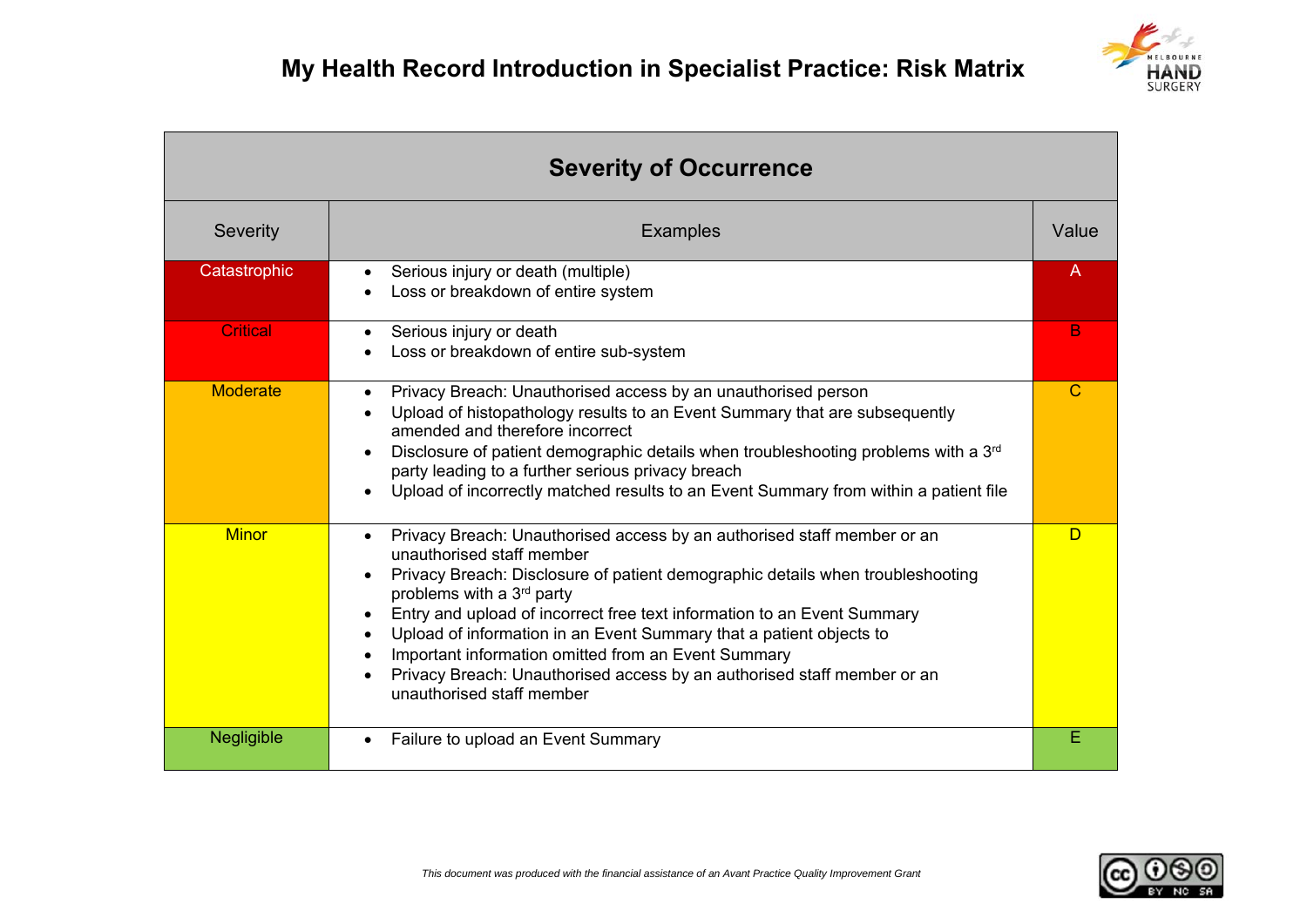# My Health Record Introduction in Specialist Practice: Risk Matrix

| Severity of Occurrence | | |
|---|---|---|
| Severity | Examples | Value |
| Catastrophic | • Serious injury or death (multiple)<br>• Loss or breakdown of entire system | A |
| Critical | • Serious injury or death<br>• Loss or breakdown of entire sub-system | B |
| Moderate | • Privacy Breach: Unauthorised access by an unauthorised person<br>• Upload of histopathology results to an Event Summary that are subsequently amended and therefore incorrect<br>• Disclosure of patient demographic details when troubleshooting problems with a 3rd party leading to a further serious privacy breach<br>• Upload of incorrectly matched results to an Event Summary from within a patient file | C |
| Minor | • Privacy Breach: Unauthorised access by an authorised staff member or an unauthorised staff member<br>• Privacy Breach: Disclosure of patient demographic details when troubleshooting problems with a 3rd party<br>• Entry and upload of incorrect free text information to an Event Summary<br>• Upload of information in an Event Summary that a patient objects to<br>• Important information omitted from an Event Summary<br>• Privacy Breach: Unauthorised access by an authorised staff member or an unauthorised staff member | D |
| Negligible | • Failure to upload an Event Summary | E |

*This document was produced with the financial assistance of an Avant Practice Quality Improvement Grant*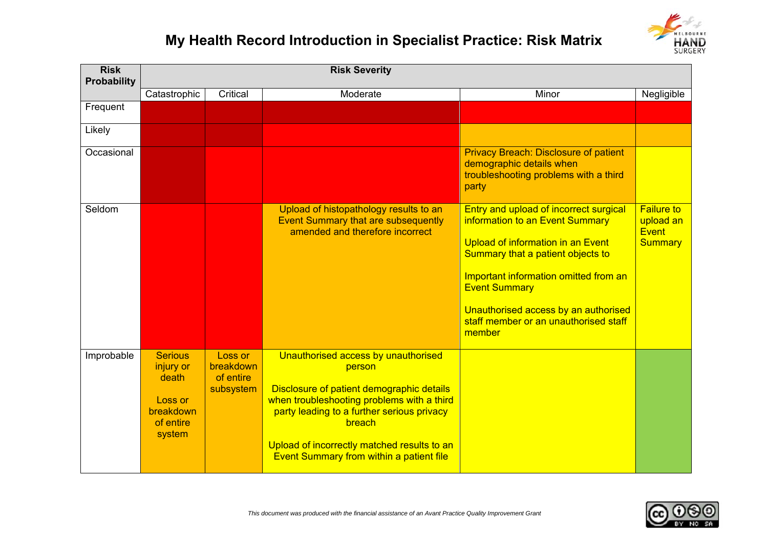# My Health Record Introduction in Specialist Practice: Risk Matrix

| Risk Probability | Risk Severity | | | | |
|---|---|---|---|---|---|
| | Catastrophic | Critical | Moderate | Minor | Negligible |
| Frequent | | | | | |
| Likely | | | | | |
| Occasional | | | | Privacy Breach: Disclosure of patient demographic details when troubleshooting problems with a third party | |
| Seldom | | | Upload of histopathology results to an Event Summary that are subsequently amended and therefore incorrect | Entry and upload of incorrect surgical information to an Event Summary<br><br>Upload of information in an Event Summary that a patient objects to<br><br>Important information omitted from an Event Summary<br><br>Unauthorised access by an authorised staff member or an unauthorised staff member | Failure to upload an Event Summary |
| Improbable | Serious injury or death<br><br>Loss or breakdown of entire system | Loss or breakdown of entire subsystem | Unauthorised access by unauthorised person<br><br>Disclosure of patient demographic details when troubleshooting problems with a third party leading to a further serious privacy breach<br><br>Upload of incorrectly matched results to an Event Summary from within a patient file | | |

*This document was produced with the financial assistance of an Avant Practice Quality Improvement Grant*